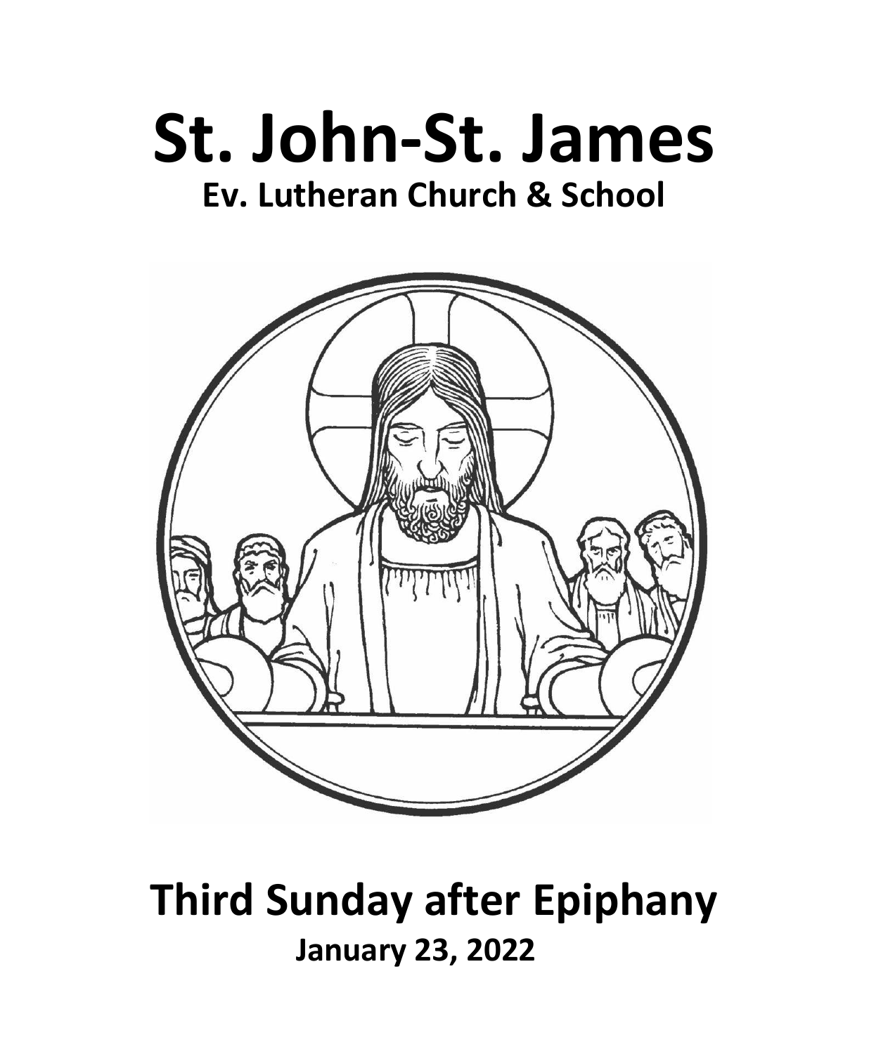# St. John-St. James

## Ev. Lutheran Church & School

# Third Sunday after Epiphany

**January 23, 2022**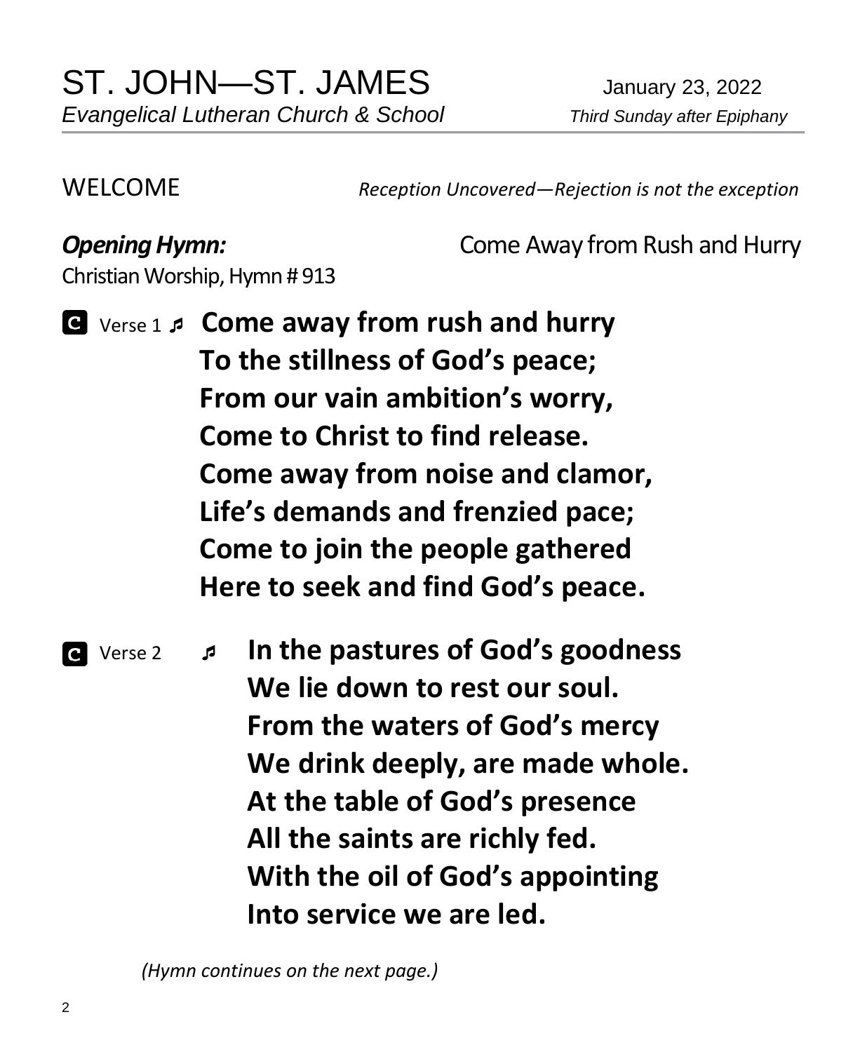# ST. JOHN—ST. JAMES

*Evangelical Lutheran Church & School*

January 23, 2022

*Third Sunday after Epiphany*

WELCOME *Reception Uncovered—Rejection is not the exception*

***Opening Hymn:*** Come Away from Rush and Hurry

Christian Worship, Hymn # 913

**C** Verse 1 ♬ **Come away from rush and hurry**
**To the stillness of God's peace;**
**From our vain ambition's worry,**
**Come to Christ to find release.**
**Come away from noise and clamor,**
**Life's demands and frenzied pace;**
**Come to join the people gathered**
**Here to seek and find God's peace.**

**C** Verse 2 ♬ **In the pastures of God's goodness**
**We lie down to rest our soul.**
**From the waters of God's mercy**
**We drink deeply, are made whole.**
**At the table of God's presence**
**All the saints are richly fed.**
**With the oil of God's appointing**
**Into service we are led.**

*(Hymn continues on the next page.)*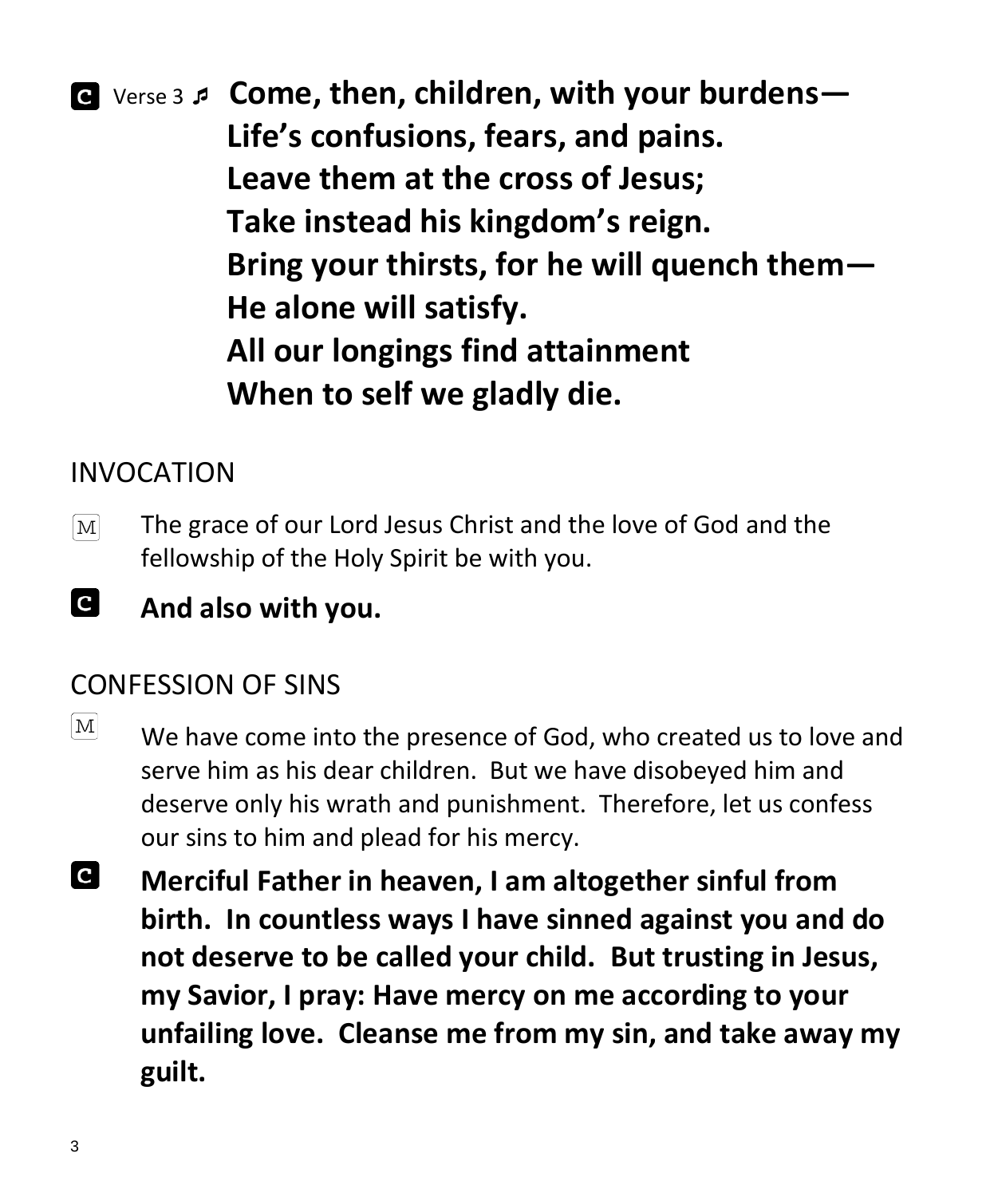**C** Verse 3 ♬ **Come, then, children, with your burdens—**
**Life's confusions, fears, and pains.**
**Leave them at the cross of Jesus;**
**Take instead his kingdom's reign.**
**Bring your thirsts, for he will quench them—**
**He alone will satisfy.**
**All our longings find attainment**
**When to self we gladly die.**

## INVOCATION

M The grace of our Lord Jesus Christ and the love of God and the fellowship of the Holy Spirit be with you.

**C** **And also with you.**

## CONFESSION OF SINS

M We have come into the presence of God, who created us to love and serve him as his dear children. But we have disobeyed him and deserve only his wrath and punishment. Therefore, let us confess our sins to him and plead for his mercy.

**C** **Merciful Father in heaven, I am altogether sinful from birth. In countless ways I have sinned against you and do not deserve to be called your child. But trusting in Jesus, my Savior, I pray: Have mercy on me according to your unfailing love. Cleanse me from my sin, and take away my guilt.**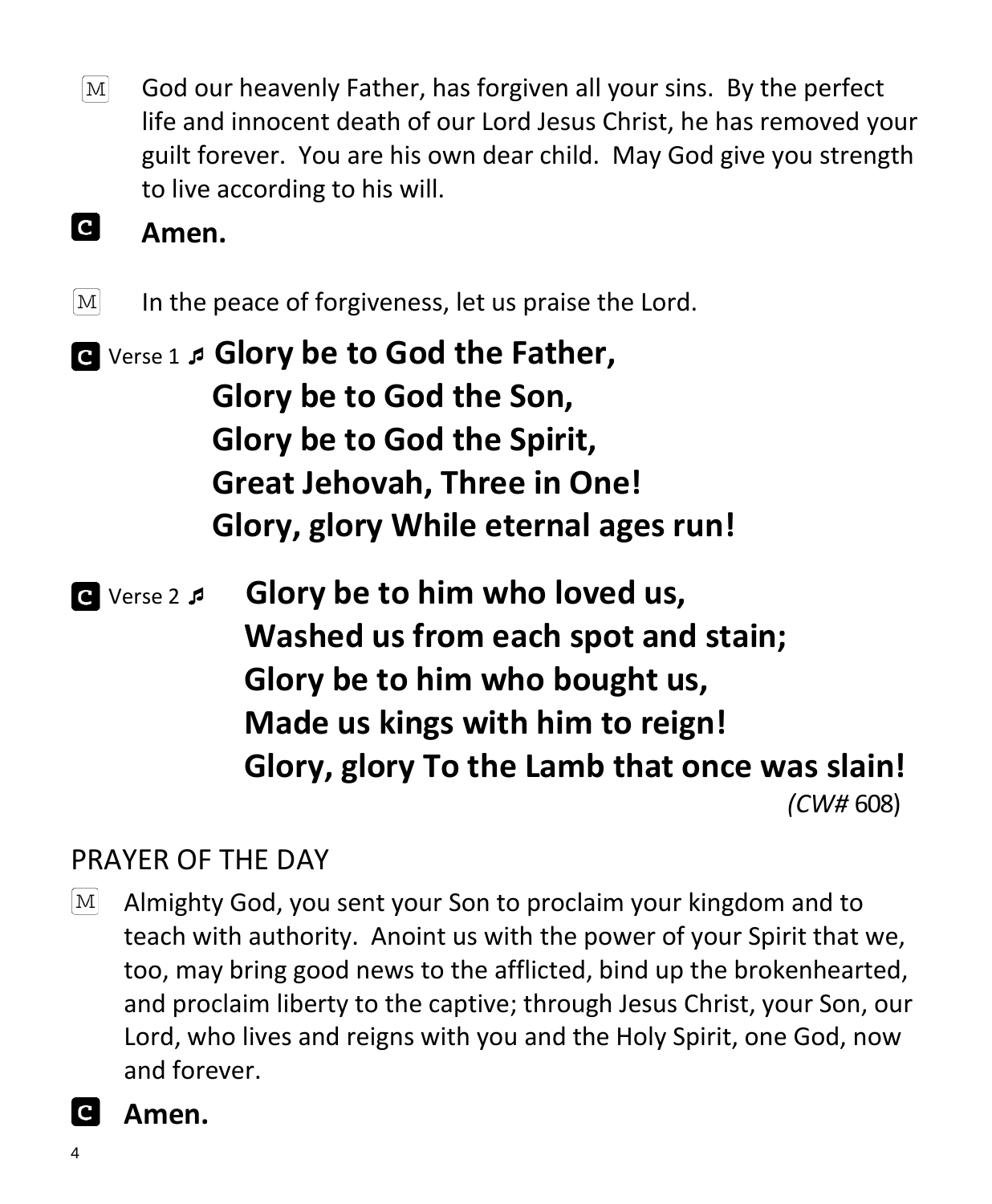M God our heavenly Father, has forgiven all your sins. By the perfect life and innocent death of our Lord Jesus Christ, he has removed your guilt forever. You are his own dear child. May God give you strength to live according to his will.

**C Amen.**

M In the peace of forgiveness, let us praise the Lord.

**C** Verse 1 ♬ **Glory be to God the Father,**
**Glory be to God the Son,**
**Glory be to God the Spirit,**
**Great Jehovah, Three in One!**
**Glory, glory While eternal ages run!**

**C** Verse 2 ♬ **Glory be to him who loved us,**
**Washed us from each spot and stain;**
**Glory be to him who bought us,**
**Made us kings with him to reign!**
**Glory, glory To the Lamb that once was slain!**

*(CW#* 608)

## PRAYER OF THE DAY

M Almighty God, you sent your Son to proclaim your kingdom and to teach with authority. Anoint us with the power of your Spirit that we, too, may bring good news to the afflicted, bind up the brokenhearted, and proclaim liberty to the captive; through Jesus Christ, your Son, our Lord, who lives and reigns with you and the Holy Spirit, one God, now and forever.

**C Amen.**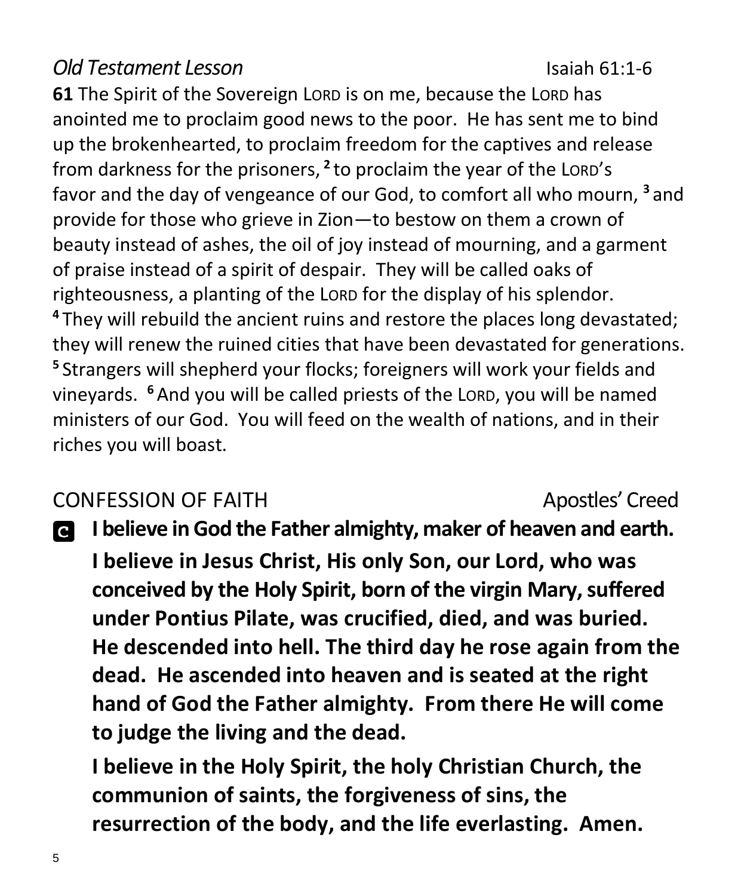*Old Testament Lesson* Isaiah 61:1-6

**61** The Spirit of the Sovereign LORD is on me, because the LORD has anointed me to proclaim good news to the poor. He has sent me to bind up the brokenhearted, to proclaim freedom for the captives and release from darkness for the prisoners, [2] to proclaim the year of the LORD's favor and the day of vengeance of our God, to comfort all who mourn, [3] and provide for those who grieve in Zion—to bestow on them a crown of beauty instead of ashes, the oil of joy instead of mourning, and a garment of praise instead of a spirit of despair. They will be called oaks of righteousness, a planting of the LORD for the display of his splendor. [4] They will rebuild the ancient ruins and restore the places long devastated; they will renew the ruined cities that have been devastated for generations. [5] Strangers will shepherd your flocks; foreigners will work your fields and vineyards. [6] And you will be called priests of the LORD, you will be named ministers of our God. You will feed on the wealth of nations, and in their riches you will boast.

CONFESSION OF FAITH Apostles' Creed

C **I believe in God the Father almighty, maker of heaven and earth.**

**I believe in Jesus Christ, His only Son, our Lord, who was conceived by the Holy Spirit, born of the virgin Mary, suffered under Pontius Pilate, was crucified, died, and was buried. He descended into hell. The third day he rose again from the dead. He ascended into heaven and is seated at the right hand of God the Father almighty. From there He will come to judge the living and the dead.**

**I believe in the Holy Spirit, the holy Christian Church, the communion of saints, the forgiveness of sins, the resurrection of the body, and the life everlasting. Amen.**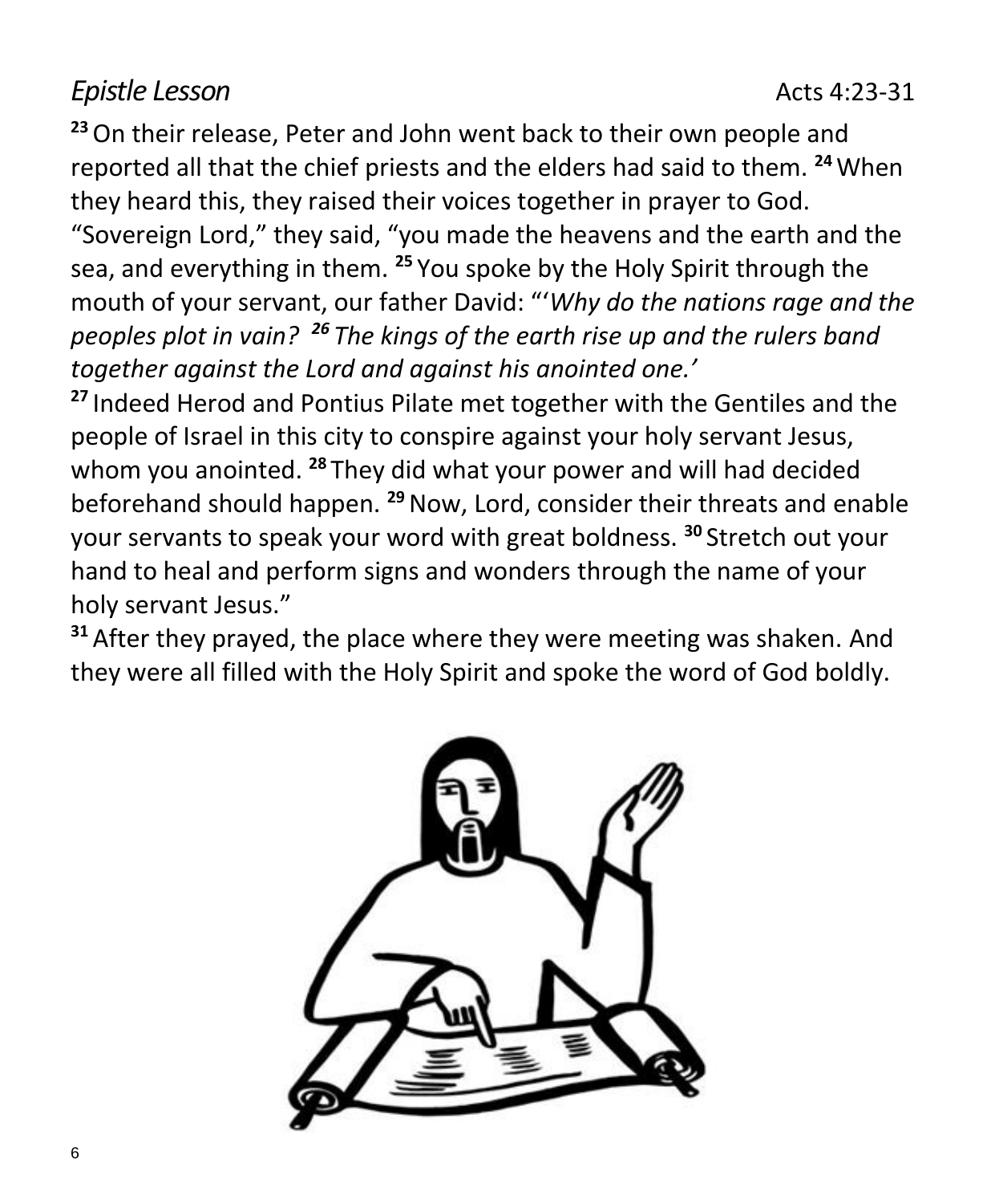*Epistle Lesson* Acts 4:23-31

**23** On their release, Peter and John went back to their own people and reported all that the chief priests and the elders had said to them. **24** When they heard this, they raised their voices together in prayer to God. "Sovereign Lord," they said, "you made the heavens and the earth and the sea, and everything in them. **25** You spoke by the Holy Spirit through the mouth of your servant, our father David: "'*Why do the nations rage and the peoples plot in vain?* ***26*** *The kings of the earth rise up and the rulers band together against the Lord and against his anointed one.'*

**27** Indeed Herod and Pontius Pilate met together with the Gentiles and the people of Israel in this city to conspire against your holy servant Jesus, whom you anointed. **28** They did what your power and will had decided beforehand should happen. **29** Now, Lord, consider their threats and enable your servants to speak your word with great boldness. **30** Stretch out your hand to heal and perform signs and wonders through the name of your holy servant Jesus."

**31** After they prayed, the place where they were meeting was shaken. And they were all filled with the Holy Spirit and spoke the word of God boldly.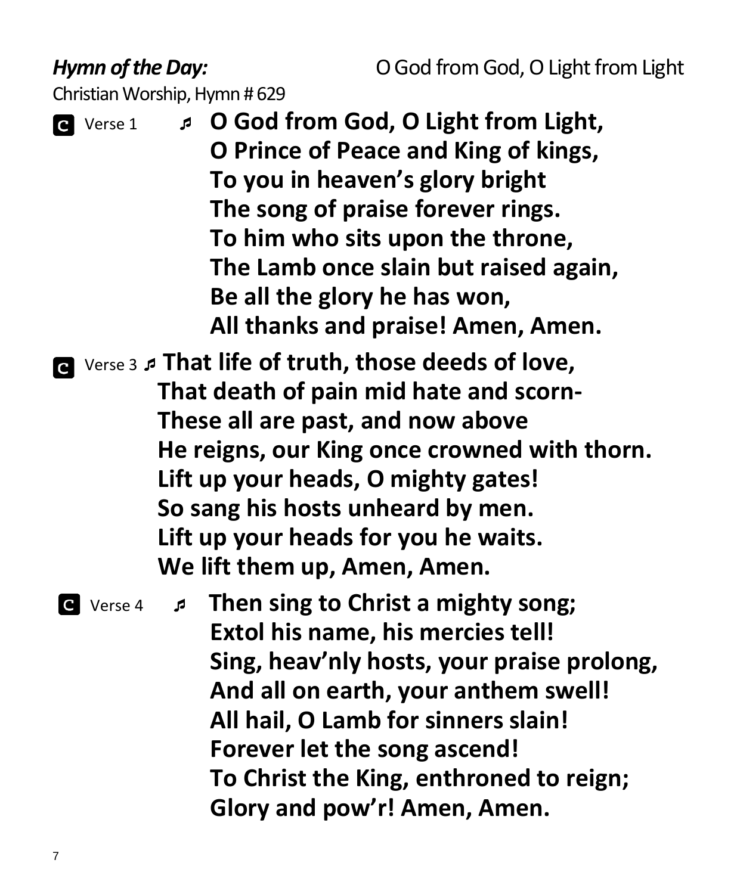***Hymn of the Day:*** O God from God, O Light from Light

Christian Worship, Hymn # 629

**C** Verse 1 ♬ **O God from God, O Light from Light,**
**O Prince of Peace and King of kings,**
**To you in heaven's glory bright**
**The song of praise forever rings.**
**To him who sits upon the throne,**
**The Lamb once slain but raised again,**
**Be all the glory he has won,**
**All thanks and praise! Amen, Amen.**

**C** Verse 3 ♬ **That life of truth, those deeds of love,**
**That death of pain mid hate and scorn-**
**These all are past, and now above**
**He reigns, our King once crowned with thorn.**
**Lift up your heads, O mighty gates!**
**So sang his hosts unheard by men.**
**Lift up your heads for you he waits.**
**We lift them up, Amen, Amen.**

**C** Verse 4 ♬ **Then sing to Christ a mighty song;**
**Extol his name, his mercies tell!**
**Sing, heav'nly hosts, your praise prolong,**
**And all on earth, your anthem swell!**
**All hail, O Lamb for sinners slain!**
**Forever let the song ascend!**
**To Christ the King, enthroned to reign;**
**Glory and pow'r! Amen, Amen.**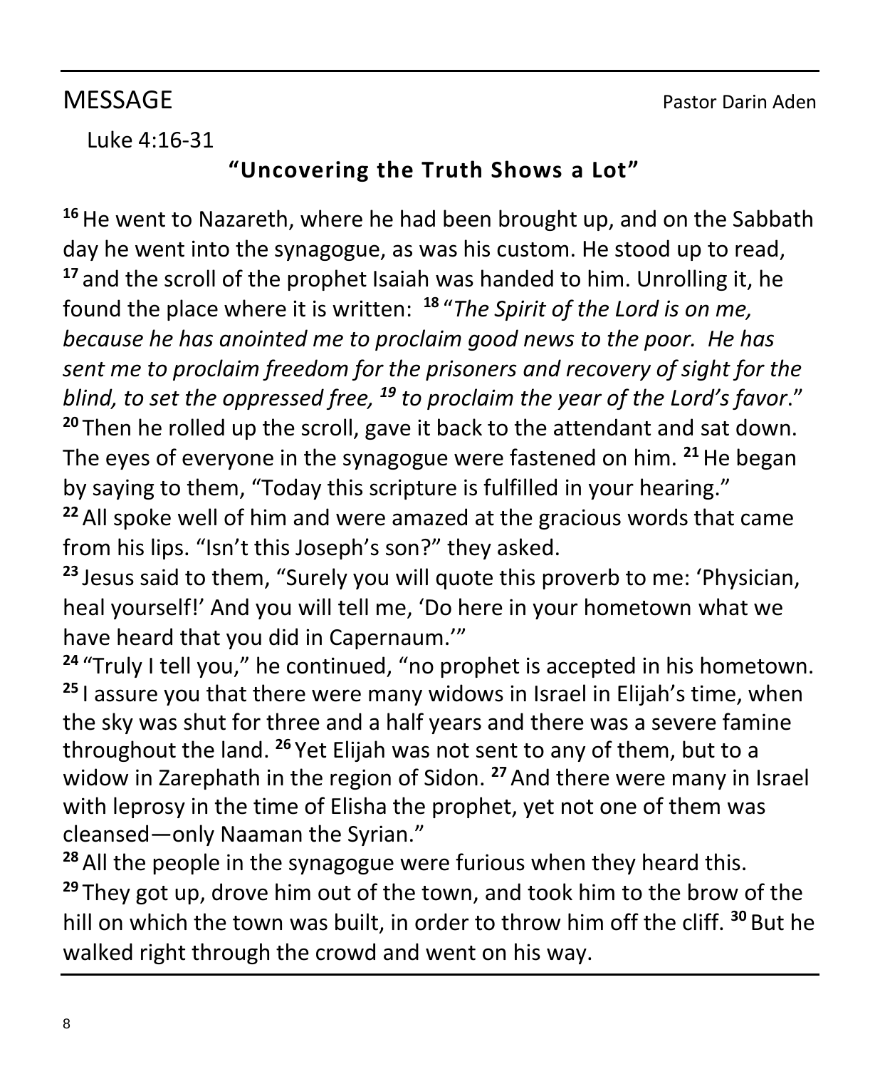## MESSAGE

Pastor Darin Aden

Luke 4:16-31

**"Uncovering the Truth Shows a Lot"**

[16] He went to Nazareth, where he had been brought up, and on the Sabbath day he went into the synagogue, as was his custom. He stood up to read, [17] and the scroll of the prophet Isaiah was handed to him. Unrolling it, he found the place where it is written: [18] "*The Spirit of the Lord is on me, because he has anointed me to proclaim good news to the poor. He has sent me to proclaim freedom for the prisoners and recovery of sight for the blind, to set the oppressed free,* [19] *to proclaim the year of the Lord's favor*." [20] Then he rolled up the scroll, gave it back to the attendant and sat down. The eyes of everyone in the synagogue were fastened on him. [21] He began by saying to them, "Today this scripture is fulfilled in your hearing."

[22] All spoke well of him and were amazed at the gracious words that came from his lips. "Isn't this Joseph's son?" they asked.

[23] Jesus said to them, "Surely you will quote this proverb to me: 'Physician, heal yourself!' And you will tell me, 'Do here in your hometown what we have heard that you did in Capernaum.'"

[24] "Truly I tell you," he continued, "no prophet is accepted in his hometown. [25] I assure you that there were many widows in Israel in Elijah's time, when the sky was shut for three and a half years and there was a severe famine throughout the land. [26] Yet Elijah was not sent to any of them, but to a widow in Zarephath in the region of Sidon. [27] And there were many in Israel with leprosy in the time of Elisha the prophet, yet not one of them was cleansed—only Naaman the Syrian."

[28] All the people in the synagogue were furious when they heard this. [29] They got up, drove him out of the town, and took him to the brow of the hill on which the town was built, in order to throw him off the cliff. [30] But he walked right through the crowd and went on his way.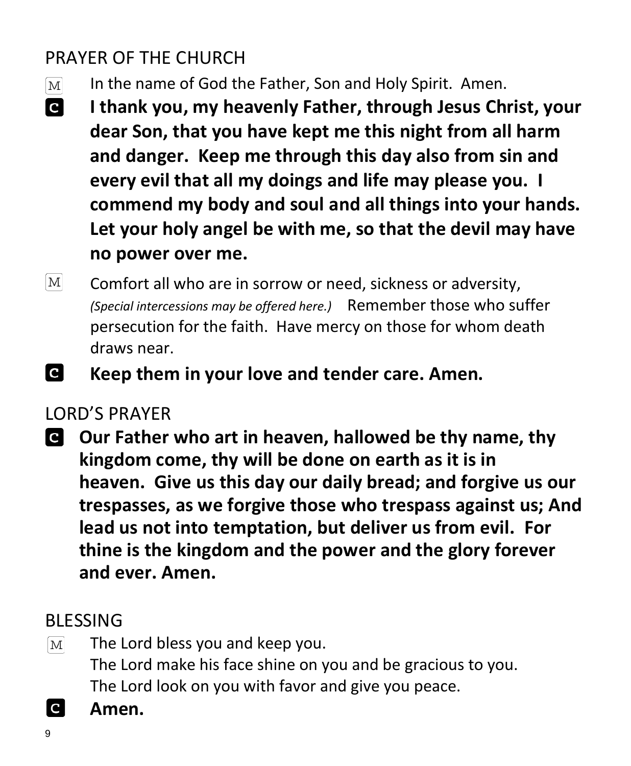## PRAYER OF THE CHURCH

M In the name of God the Father, Son and Holy Spirit. Amen.

C **I thank you, my heavenly Father, through Jesus Christ, your dear Son, that you have kept me this night from all harm and danger. Keep me through this day also from sin and every evil that all my doings and life may please you. I commend my body and soul and all things into your hands. Let your holy angel be with me, so that the devil may have no power over me.**

M Comfort all who are in sorrow or need, sickness or adversity, *(Special intercessions may be offered here.)* Remember those who suffer persecution for the faith. Have mercy on those for whom death draws near.

C **Keep them in your love and tender care. Amen.**

## LORD'S PRAYER

C **Our Father who art in heaven, hallowed be thy name, thy kingdom come, thy will be done on earth as it is in heaven. Give us this day our daily bread; and forgive us our trespasses, as we forgive those who trespass against us; And lead us not into temptation, but deliver us from evil. For thine is the kingdom and the power and the glory forever and ever. Amen.**

## BLESSING

M The Lord bless you and keep you.
The Lord make his face shine on you and be gracious to you.
The Lord look on you with favor and give you peace.

C **Amen.**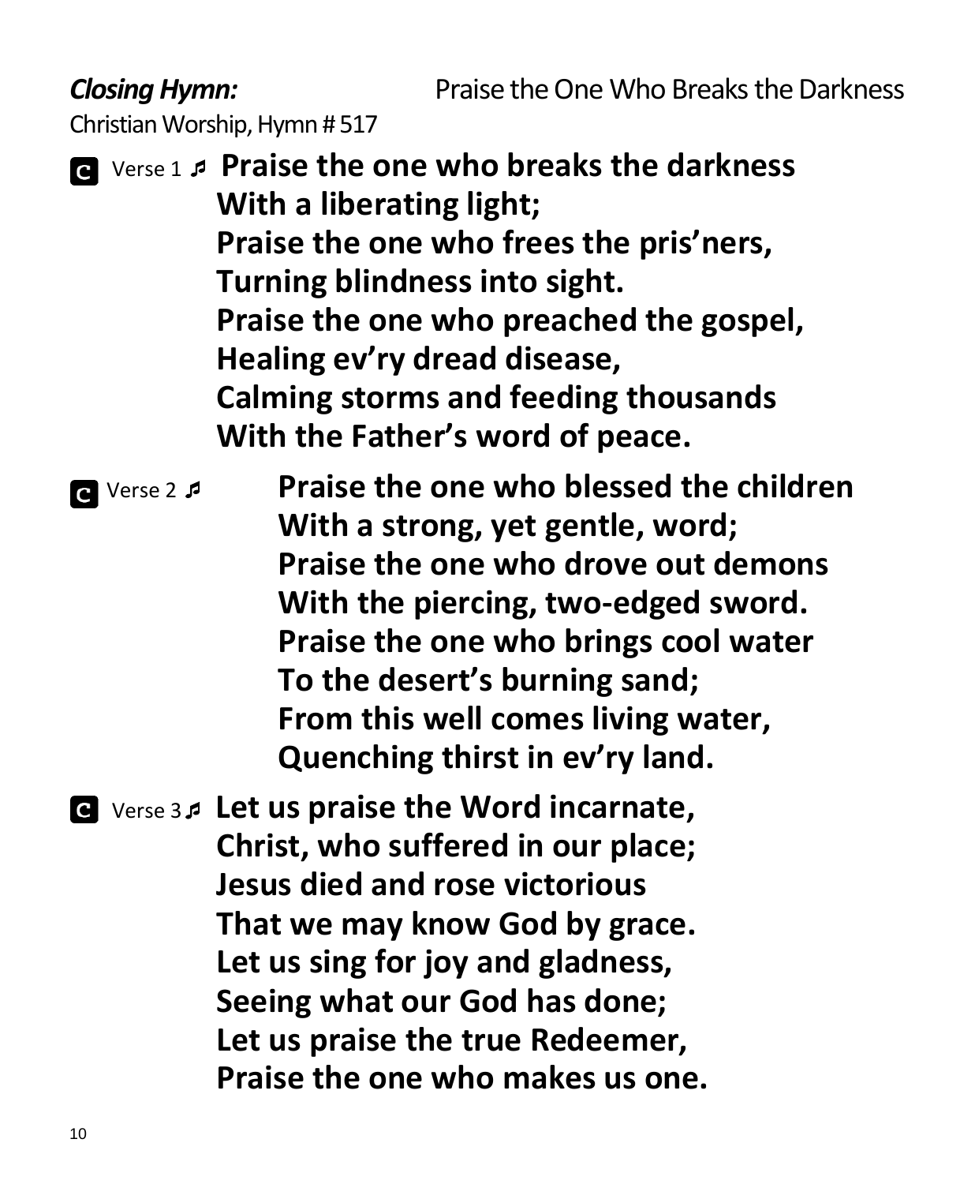***Closing Hymn:*** Praise the One Who Breaks the Darkness

Christian Worship, Hymn # 517

**C** Verse 1 ♬ **Praise the one who breaks the darkness**
**With a liberating light;**
**Praise the one who frees the pris'ners,**
**Turning blindness into sight.**
**Praise the one who preached the gospel,**
**Healing ev'ry dread disease,**
**Calming storms and feeding thousands**
**With the Father's word of peace.**

**C** Verse 2 ♬ **Praise the one who blessed the children**
**With a strong, yet gentle, word;**
**Praise the one who drove out demons**
**With the piercing, two-edged sword.**
**Praise the one who brings cool water**
**To the desert's burning sand;**
**From this well comes living water,**
**Quenching thirst in ev'ry land.**

**C** Verse 3 ♬ **Let us praise the Word incarnate,**
**Christ, who suffered in our place;**
**Jesus died and rose victorious**
**That we may know God by grace.**
**Let us sing for joy and gladness,**
**Seeing what our God has done;**
**Let us praise the true Redeemer,**
**Praise the one who makes us one.**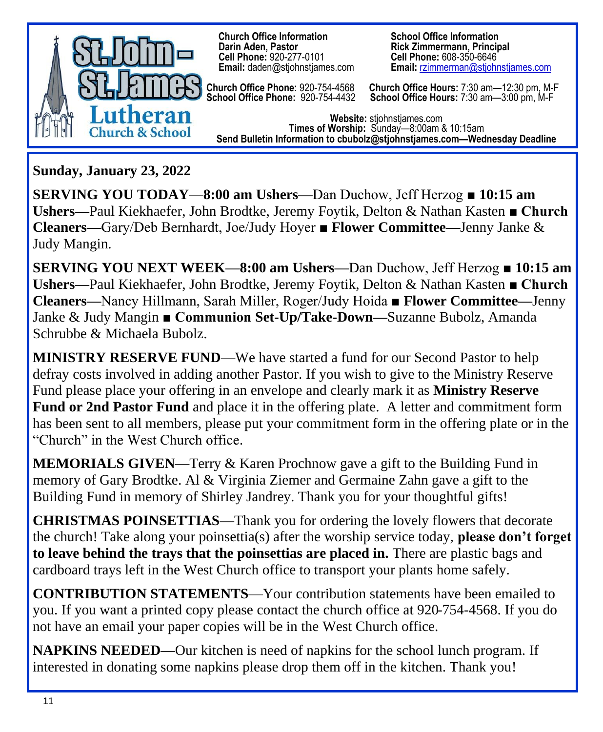# St. John – St. James Lutheran Church & School

**Church Office Information**
**Darin Aden, Pastor**
**Cell Phone:** 920-277-0101
**Email:** daden@stjohnstjames.com

**School Office Information**
**Rick Zimmermann, Principal**
**Cell Phone:** 608-350-6646
**Email:** rzimmerman@stjohnstjames.com

**Church Office Phone:** 920-754-4568
**School Office Phone:** 920-754-4432

**Church Office Hours:** 7:30 am—12:30 pm, M-F
**School Office Hours:** 7:30 am—3:00 pm, M-F

**Website:** stjohnstjames.com
**Times of Worship:** Sunday—8:00am & 10:15am
**Send Bulletin Information to cbubolz@stjohnstjames.com—Wednesday Deadline**

**Sunday, January 23, 2022**

**SERVING YOU TODAY**—**8:00 am Ushers—**Dan Duchow, Jeff Herzog ■ **10:15 am Ushers—**Paul Kiekhaefer, John Brodtke, Jeremy Foytik, Delton & Nathan Kasten ■ **Church Cleaners—**Gary/Deb Bernhardt, Joe/Judy Hoyer ■ **Flower Committee—**Jenny Janke & Judy Mangin.

**SERVING YOU NEXT WEEK—8:00 am Ushers—**Dan Duchow, Jeff Herzog ■ **10:15 am Ushers—**Paul Kiekhaefer, John Brodtke, Jeremy Foytik, Delton & Nathan Kasten ■ **Church Cleaners—**Nancy Hillmann, Sarah Miller, Roger/Judy Hoida ■ **Flower Committee—**Jenny Janke & Judy Mangin ■ **Communion Set-Up/Take-Down—**Suzanne Bubolz, Amanda Schrubbe & Michaela Bubolz.

**MINISTRY RESERVE FUND**—We have started a fund for our Second Pastor to help defray costs involved in adding another Pastor. If you wish to give to the Ministry Reserve Fund please place your offering in an envelope and clearly mark it as **Ministry Reserve Fund or 2nd Pastor Fund** and place it in the offering plate. A letter and commitment form has been sent to all members, please put your commitment form in the offering plate or in the "Church" in the West Church office.

**MEMORIALS GIVEN—**Terry & Karen Prochnow gave a gift to the Building Fund in memory of Gary Brodtke. Al & Virginia Ziemer and Germaine Zahn gave a gift to the Building Fund in memory of Shirley Jandrey. Thank you for your thoughtful gifts!

**CHRISTMAS POINSETTIAS—**Thank you for ordering the lovely flowers that decorate the church! Take along your poinsettia(s) after the worship service today, **please don't forget to leave behind the trays that the poinsettias are placed in.** There are plastic bags and cardboard trays left in the West Church office to transport your plants home safely.

**CONTRIBUTION STATEMENTS**—Your contribution statements have been emailed to you. If you want a printed copy please contact the church office at 920-754-4568. If you do not have an email your paper copies will be in the West Church office.

**NAPKINS NEEDED—**Our kitchen is need of napkins for the school lunch program. If interested in donating some napkins please drop them off in the kitchen. Thank you!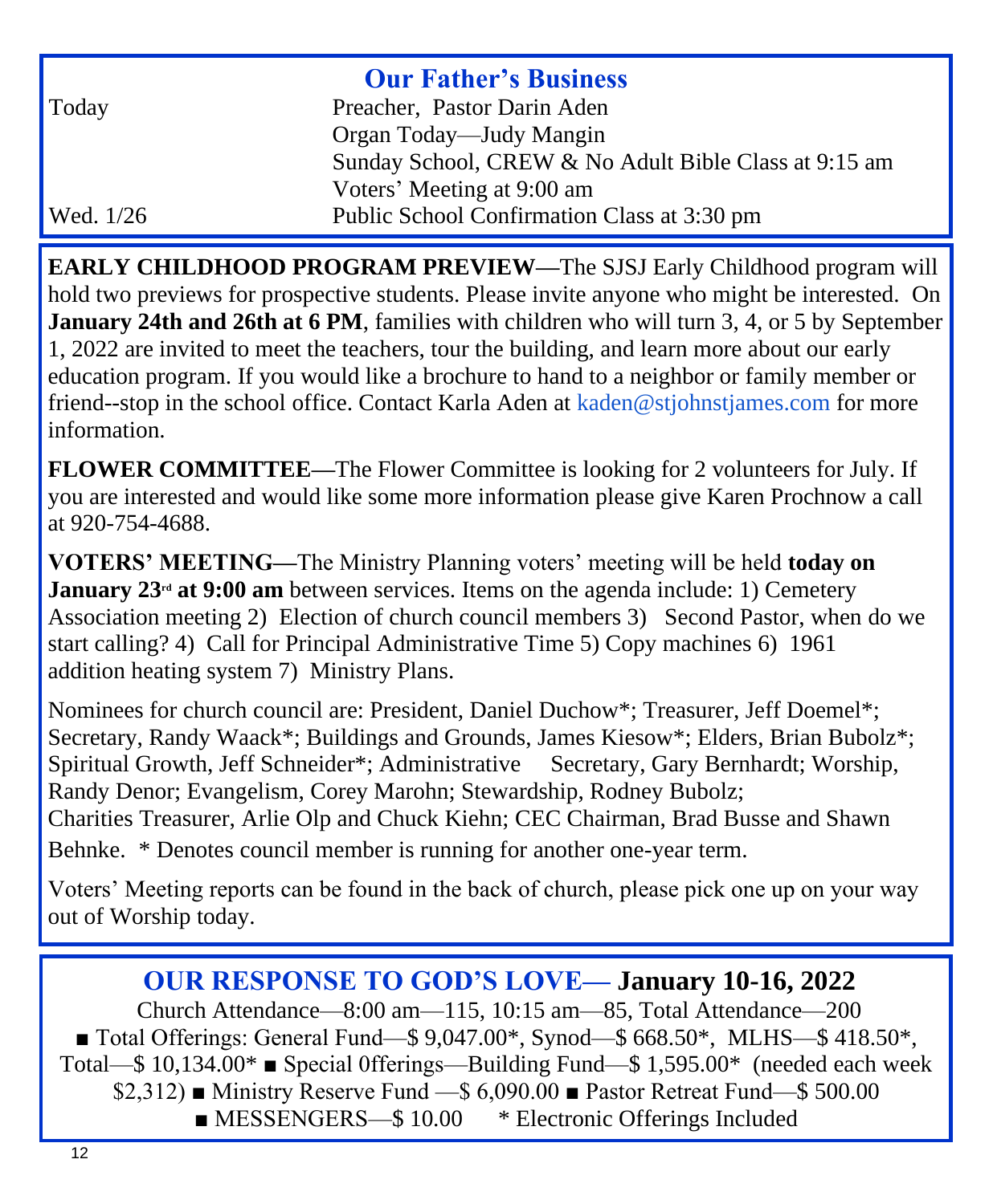## Our Father's Business

| | |
|---|---|
| Today | Preacher, Pastor Darin Aden |
| | Organ Today—Judy Mangin |
| | Sunday School, CREW & No Adult Bible Class at 9:15 am |
| | Voters' Meeting at 9:00 am |
| Wed. 1/26 | Public School Confirmation Class at 3:30 pm |

**EARLY CHILDHOOD PROGRAM PREVIEW—**The SJSJ Early Childhood program will hold two previews for prospective students. Please invite anyone who might be interested. On **January 24th and 26th at 6 PM**, families with children who will turn 3, 4, or 5 by September 1, 2022 are invited to meet the teachers, tour the building, and learn more about our early education program. If you would like a brochure to hand to a neighbor or family member or friend--stop in the school office. Contact Karla Aden at kaden@stjohnstjames.com for more information.

**FLOWER COMMITTEE—**The Flower Committee is looking for 2 volunteers for July. If you are interested and would like some more information please give Karen Prochnow a call at 920-754-4688.

**VOTERS' MEETING—**The Ministry Planning voters' meeting will be held **today on January 23rd at 9:00 am** between services. Items on the agenda include: 1) Cemetery Association meeting 2) Election of church council members 3) Second Pastor, when do we start calling? 4) Call for Principal Administrative Time 5) Copy machines 6) 1961 addition heating system 7) Ministry Plans.

Nominees for church council are: President, Daniel Duchow*; Treasurer, Jeff Doemel*; Secretary, Randy Waack*; Buildings and Grounds, James Kiesow*; Elders, Brian Bubolz*; Spiritual Growth, Jeff Schneider*; Administrative Secretary, Gary Bernhardt; Worship, Randy Denor; Evangelism, Corey Marohn; Stewardship, Rodney Bubolz; Charities Treasurer, Arlie Olp and Chuck Kiehn; CEC Chairman, Brad Busse and Shawn Behnke. * Denotes council member is running for another one-year term.

Voters' Meeting reports can be found in the back of church, please pick one up on your way out of Worship today.

## OUR RESPONSE TO GOD'S LOVE— January 10-16, 2022

Church Attendance—8:00 am—115, 10:15 am—85, Total Attendance—200
■ Total Offerings: General Fund—$ 9,047.00*, Synod—$ 668.50*, MLHS—$ 418.50*, Total—$ 10,134.00* ■ Special 0fferings—Building Fund—$ 1,595.00* (needed each week $2,312) ■ Ministry Reserve Fund —$ 6,090.00 ■ Pastor Retreat Fund—$ 500.00 ■ MESSENGERS—$ 10.00 * Electronic Offerings Included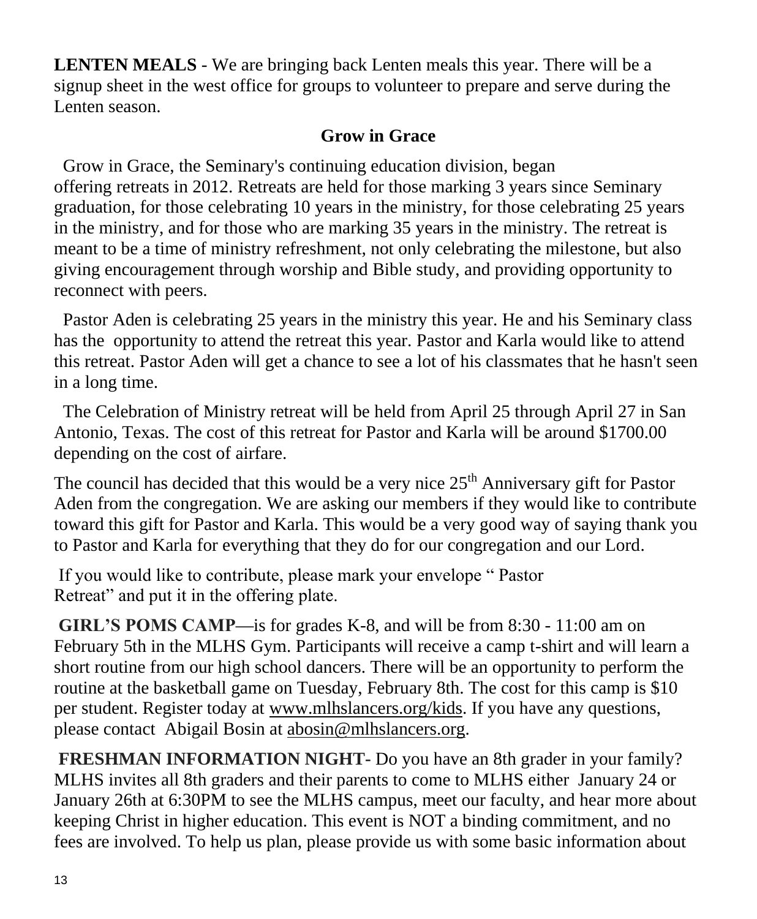**LENTEN MEALS** - We are bringing back Lenten meals this year. There will be a signup sheet in the west office for groups to volunteer to prepare and serve during the Lenten season.

## Grow in Grace

Grow in Grace, the Seminary's continuing education division, began offering retreats in 2012. Retreats are held for those marking 3 years since Seminary graduation, for those celebrating 10 years in the ministry, for those celebrating 25 years in the ministry, and for those who are marking 35 years in the ministry. The retreat is meant to be a time of ministry refreshment, not only celebrating the milestone, but also giving encouragement through worship and Bible study, and providing opportunity to reconnect with peers.

Pastor Aden is celebrating 25 years in the ministry this year. He and his Seminary class has the opportunity to attend the retreat this year. Pastor and Karla would like to attend this retreat. Pastor Aden will get a chance to see a lot of his classmates that he hasn't seen in a long time.

The Celebration of Ministry retreat will be held from April 25 through April 27 in San Antonio, Texas. The cost of this retreat for Pastor and Karla will be around $1700.00 depending on the cost of airfare.

The council has decided that this would be a very nice 25th Anniversary gift for Pastor Aden from the congregation. We are asking our members if they would like to contribute toward this gift for Pastor and Karla. This would be a very good way of saying thank you to Pastor and Karla for everything that they do for our congregation and our Lord.

If you would like to contribute, please mark your envelope " Pastor Retreat" and put it in the offering plate.

**GIRL'S POMS CAMP**—is for grades K-8, and will be from 8:30 - 11:00 am on February 5th in the MLHS Gym. Participants will receive a camp t-shirt and will learn a short routine from our high school dancers. There will be an opportunity to perform the routine at the basketball game on Tuesday, February 8th. The cost for this camp is $10 per student. Register today at www.mlhslancers.org/kids. If you have any questions, please contact Abigail Bosin at abosin@mlhslancers.org.

**FRESHMAN INFORMATION NIGHT**- Do you have an 8th grader in your family? MLHS invites all 8th graders and their parents to come to MLHS either January 24 or January 26th at 6:30PM to see the MLHS campus, meet our faculty, and hear more about keeping Christ in higher education. This event is NOT a binding commitment, and no fees are involved. To help us plan, please provide us with some basic information about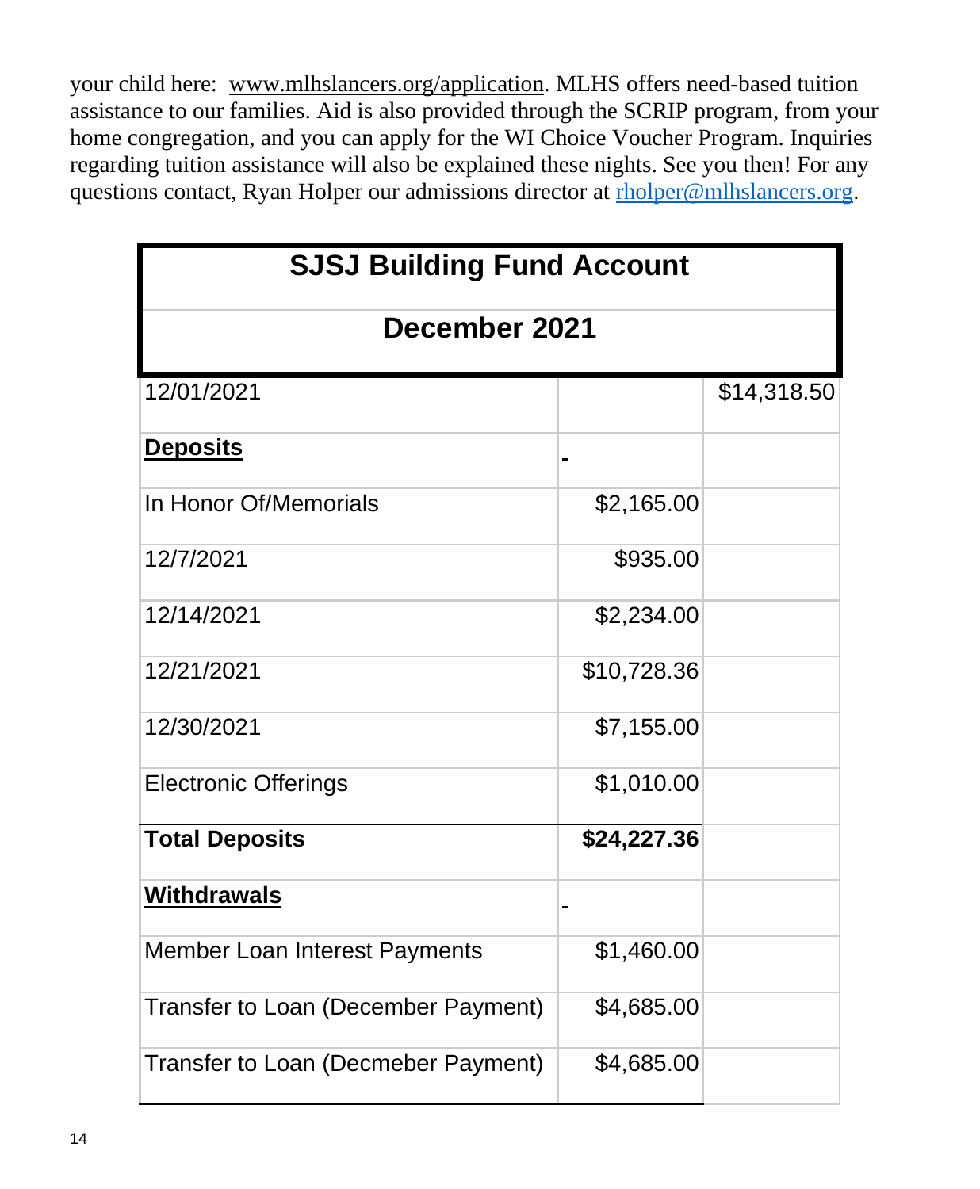your child here: www.mlhslancers.org/application. MLHS offers need-based tuition assistance to our families. Aid is also provided through the SCRIP program, from your home congregation, and you can apply for the WI Choice Voucher Program. Inquiries regarding tuition assistance will also be explained these nights. See you then! For any questions contact, Ryan Holper our admissions director at rholper@mlhslancers.org.

| SJSJ Building Fund Account | | |
|---|---|---|
| **December 2021** | | |
| 12/01/2021 | | $14,318.50 |
| **Deposits** | - | |
| In Honor Of/Memorials | $2,165.00 | |
| 12/7/2021 | $935.00 | |
| 12/14/2021 | $2,234.00 | |
| 12/21/2021 | $10,728.36 | |
| 12/30/2021 | $7,155.00 | |
| Electronic Offerings | $1,010.00 | |
| **Total Deposits** | **$24,227.36** | |
| **Withdrawals** | - | |
| Member Loan Interest Payments | $1,460.00 | |
| Transfer to Loan (December Payment) | $4,685.00 | |
| Transfer to Loan (Decmeber Payment) | $4,685.00 | |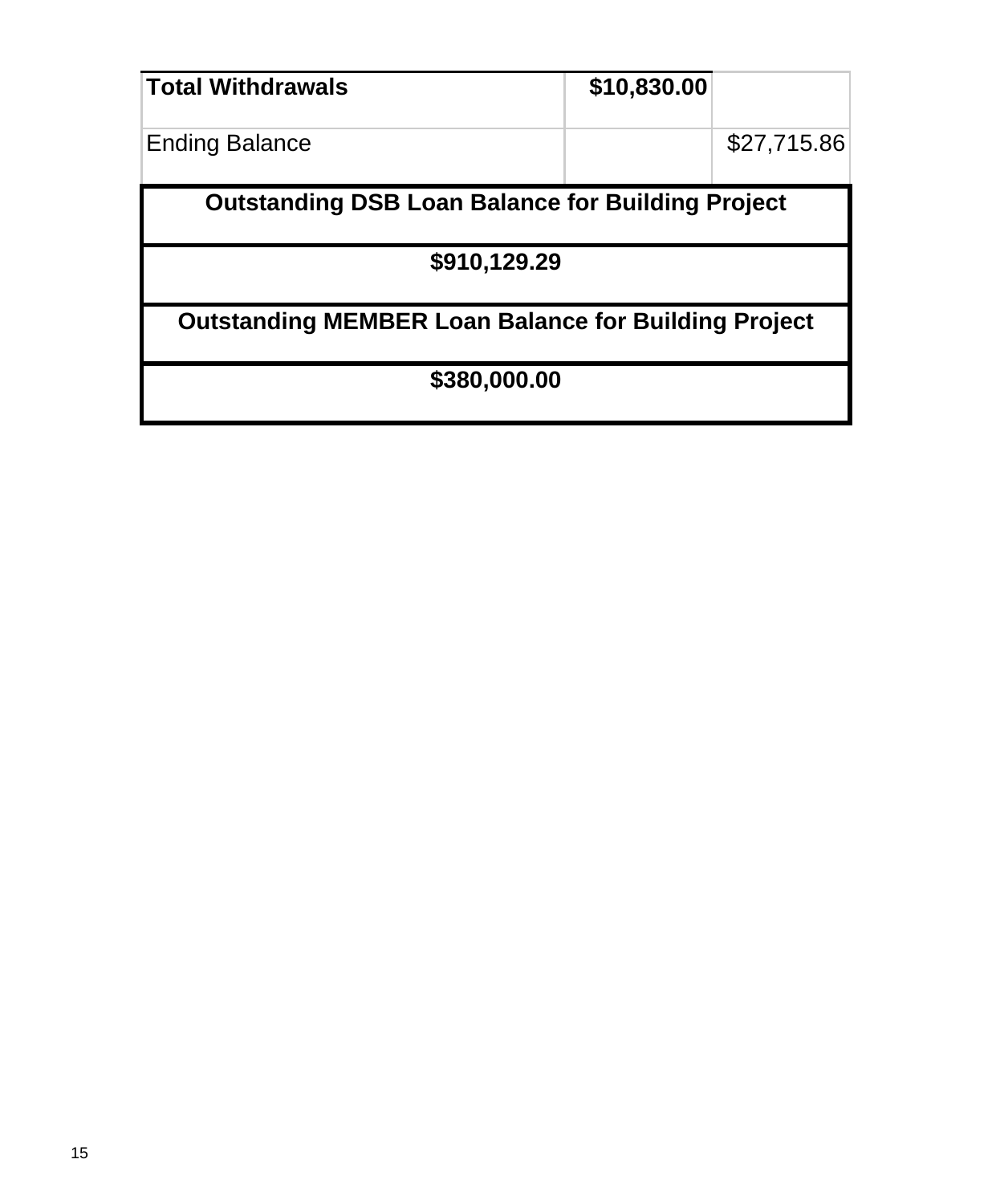| | | |
|---|---|---|
| **Total Withdrawals** | **$10,830.00** | |
| Ending Balance | | $27,715.86 |

| **Outstanding DSB Loan Balance for Building Project** |
|---|
| **$910,129.29** |
| **Outstanding MEMBER Loan Balance for Building Project** |
| **$380,000.00** |